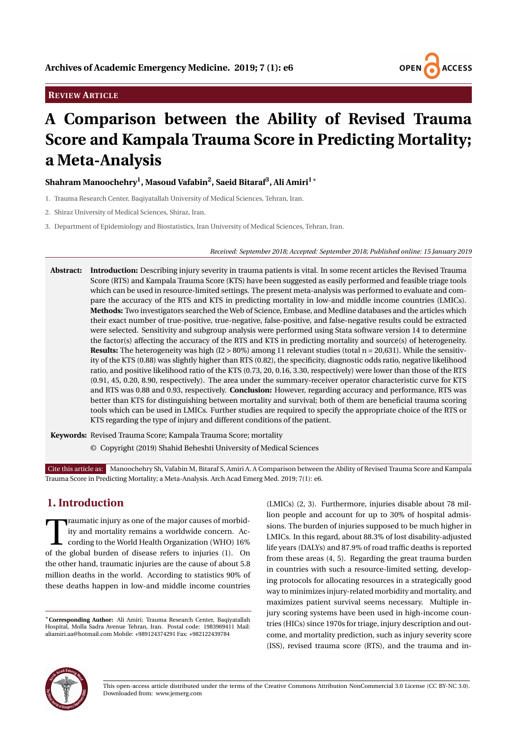**REVIEW ARTICLE**

# A Comparison between the Ability of Revised Trauma Score and Kampala Trauma Score in Predicting Mortality; a Meta-Analysis

**Shahram Manoochehry[1], Masoud Vafabin[2], Saeid Bitaraf[3], Ali Amiri[1]***

1. Trauma Research Center, Baqiyatallah University of Medical Sciences, Tehran, Iran.
2. Shiraz University of Medical Sciences, Shiraz, Iran.
3. Department of Epidemiology and Biostatistics, Iran University of Medical Sciences, Tehran, Iran.

*Received: September 2018; Accepted: September 2018; Published online: 15 January 2019*

**Abstract:** **Introduction:** Describing injury severity in trauma patients is vital. In some recent articles the Revised Trauma Score (RTS) and Kampala Trauma Score (KTS) have been suggested as easily performed and feasible triage tools which can be used in resource-limited settings. The present meta-analysis was performed to evaluate and compare the accuracy of the RTS and KTS in predicting mortality in low-and middle income countries (LMICs). **Methods:** Two investigators searched the Web of Science, Embase, and Medline databases and the articles which their exact number of true-positive, true-negative, false-positive, and false-negative results could be extracted were selected. Sensitivity and subgroup analysis were performed using Stata software version 14 to determine the factor(s) affecting the accuracy of the RTS and KTS in predicting mortality and source(s) of heterogeneity. **Results:** The heterogeneity was high (I2 > 80%) among 11 relevant studies (total n = 20,631). While the sensitivity of the KTS (0.88) was slightly higher than RTS (0.82), the specificity, diagnostic odds ratio, negative likelihood ratio, and positive likelihood ratio of the KTS (0.73, 20, 0.16, 3.30, respectively) were lower than those of the RTS (0.91, 45, 0.20, 8.90, respectively). The area under the summary-receiver operator characteristic curve for KTS and RTS was 0.88 and 0.93, respectively. **Conclusion:** However, regarding accuracy and performance, RTS was better than KTS for distinguishing between mortality and survival; both of them are beneficial trauma scoring tools which can be used in LMICs. Further studies are required to specify the appropriate choice of the RTS or KTS regarding the type of injury and different conditions of the patient.

**Keywords:** Revised Trauma Score; Kampala Trauma Score; mortality

© Copyright (2019) Shahid Beheshti University of Medical Sciences

Cite this article as: Manoochehry Sh, Vafabin M, Bitaraf S, Amiri A. A Comparison between the Ability of Revised Trauma Score and Kampala Trauma Score in Predicting Mortality; a Meta-Analysis. Arch Acad Emerg Med. 2019; 7(1): e6.

## 1. Introduction

Traumatic injury as one of the major causes of morbidity and mortality remains a worldwide concern. According to the World Health Organization (WHO) 16% of the global burden of disease refers to injuries (1). On the other hand, traumatic injuries are the cause of about 5.8 million deaths in the world. According to statistics 90% of these deaths happen in low-and middle income countries (LMICs) (2, 3). Furthermore, injuries disable about 78 million people and account for up to 30% of hospital admissions. The burden of injuries supposed to be much higher in LMICs. In this regard, about 88.3% of lost disability-adjusted life years (DALYs) and 87.9% of road traffic deaths is reported from these areas (4, 5). Regarding the great trauma burden in countries with such a resource-limited setting, developing protocols for allocating resources in a strategically good way to minimizes injury-related morbidity and mortality, and maximizes patient survival seems necessary. Multiple injury scoring systems have been used in high-income countries (HICs) since 1970s for triage, injury description and outcome, and mortality prediction, such as injury severity score (ISS), revised trauma score (RTS), and the trauma and in-

*Corresponding Author: Ali Amiri; Trauma Research Center, Baqiyatallah Hospital, Molla Sadra Avenue Tehran, Iran. Postal code: 1983969411 Mail: aliamiri.aa@hotmail.com Mobile: +989124374291 Fax: +982122439784

This open-access article distributed under the terms of the Creative Commons Attribution NonCommercial 3.0 License (CC BY-NC 3.0). Downloaded from: www.jemerg.com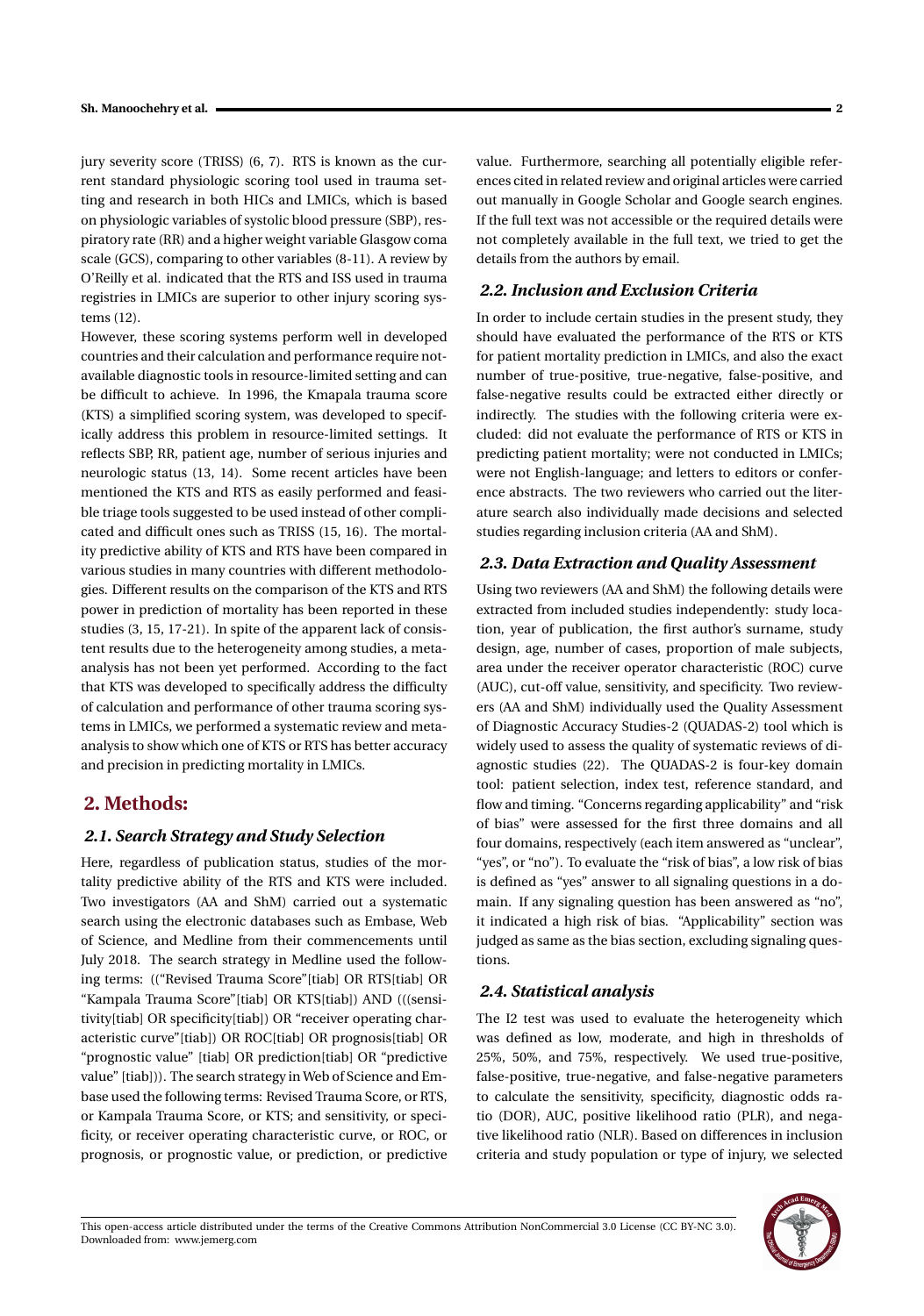jury severity score (TRISS) (6, 7). RTS is known as the current standard physiologic scoring tool used in trauma setting and research in both HICs and LMICs, which is based on physiologic variables of systolic blood pressure (SBP), respiratory rate (RR) and a higher weight variable Glasgow coma scale (GCS), comparing to other variables (8-11). A review by O'Reilly et al. indicated that the RTS and ISS used in trauma registries in LMICs are superior to other injury scoring systems (12).

However, these scoring systems perform well in developed countries and their calculation and performance require not-available diagnostic tools in resource-limited setting and can be difficult to achieve. In 1996, the Kmapala trauma score (KTS) a simplified scoring system, was developed to specifically address this problem in resource-limited settings. It reflects SBP, RR, patient age, number of serious injuries and neurologic status (13, 14). Some recent articles have been mentioned the KTS and RTS as easily performed and feasible triage tools suggested to be used instead of other complicated and difficult ones such as TRISS (15, 16). The mortality predictive ability of KTS and RTS have been compared in various studies in many countries with different methodologies. Different results on the comparison of the KTS and RTS power in prediction of mortality has been reported in these studies (3, 15, 17-21). In spite of the apparent lack of consistent results due to the heterogeneity among studies, a meta-analysis has not been yet performed. According to the fact that KTS was developed to specifically address the difficulty of calculation and performance of other trauma scoring systems in LMICs, we performed a systematic review and meta-analysis to show which one of KTS or RTS has better accuracy and precision in predicting mortality in LMICs.

## 2. Methods:

### 2.1. Search Strategy and Study Selection

Here, regardless of publication status, studies of the mortality predictive ability of the RTS and KTS were included. Two investigators (AA and ShM) carried out a systematic search using the electronic databases such as Embase, Web of Science, and Medline from their commencements until July 2018. The search strategy in Medline used the following terms: (("Revised Trauma Score"[tiab] OR RTS[tiab] OR "Kampala Trauma Score"[tiab] OR KTS[tiab]) AND (((sensitivity[tiab] OR specificity[tiab]) OR "receiver operating characteristic curve"[tiab]) OR ROC[tiab] OR prognosis[tiab] OR "prognostic value" [tiab] OR prediction[tiab] OR "predictive value" [tiab])). The search strategy in Web of Science and Embase used the following terms: Revised Trauma Score, or RTS, or Kampala Trauma Score, or KTS; and sensitivity, or specificity, or receiver operating characteristic curve, or ROC, or prognosis, or prognostic value, or prediction, or predictive value. Furthermore, searching all potentially eligible references cited in related review and original articles were carried out manually in Google Scholar and Google search engines. If the full text was not accessible or the required details were not completely available in the full text, we tried to get the details from the authors by email.

### 2.2. Inclusion and Exclusion Criteria

In order to include certain studies in the present study, they should have evaluated the performance of the RTS or KTS for patient mortality prediction in LMICs, and also the exact number of true-positive, true-negative, false-positive, and false-negative results could be extracted either directly or indirectly. The studies with the following criteria were excluded: did not evaluate the performance of RTS or KTS in predicting patient mortality; were not conducted in LMICs; were not English-language; and letters to editors or conference abstracts. The two reviewers who carried out the literature search also individually made decisions and selected studies regarding inclusion criteria (AA and ShM).

### 2.3. Data Extraction and Quality Assessment

Using two reviewers (AA and ShM) the following details were extracted from included studies independently: study location, year of publication, the first author's surname, study design, age, number of cases, proportion of male subjects, area under the receiver operator characteristic (ROC) curve (AUC), cut-off value, sensitivity, and specificity. Two reviewers (AA and ShM) individually used the Quality Assessment of Diagnostic Accuracy Studies-2 (QUADAS-2) tool which is widely used to assess the quality of systematic reviews of diagnostic studies (22). The QUADAS-2 is four-key domain tool: patient selection, index test, reference standard, and flow and timing. "Concerns regarding applicability" and "risk of bias" were assessed for the first three domains and all four domains, respectively (each item answered as "unclear", "yes", or "no"). To evaluate the "risk of bias", a low risk of bias is defined as "yes" answer to all signaling questions in a domain. If any signaling question has been answered as "no", it indicated a high risk of bias. "Applicability" section was judged as same as the bias section, excluding signaling questions.

### 2.4. Statistical analysis

The I2 test was used to evaluate the heterogeneity which was defined as low, moderate, and high in thresholds of 25%, 50%, and 75%, respectively. We used true-positive, false-positive, true-negative, and false-negative parameters to calculate the sensitivity, specificity, diagnostic odds ratio (DOR), AUC, positive likelihood ratio (PLR), and negative likelihood ratio (NLR). Based on differences in inclusion criteria and study population or type of injury, we selected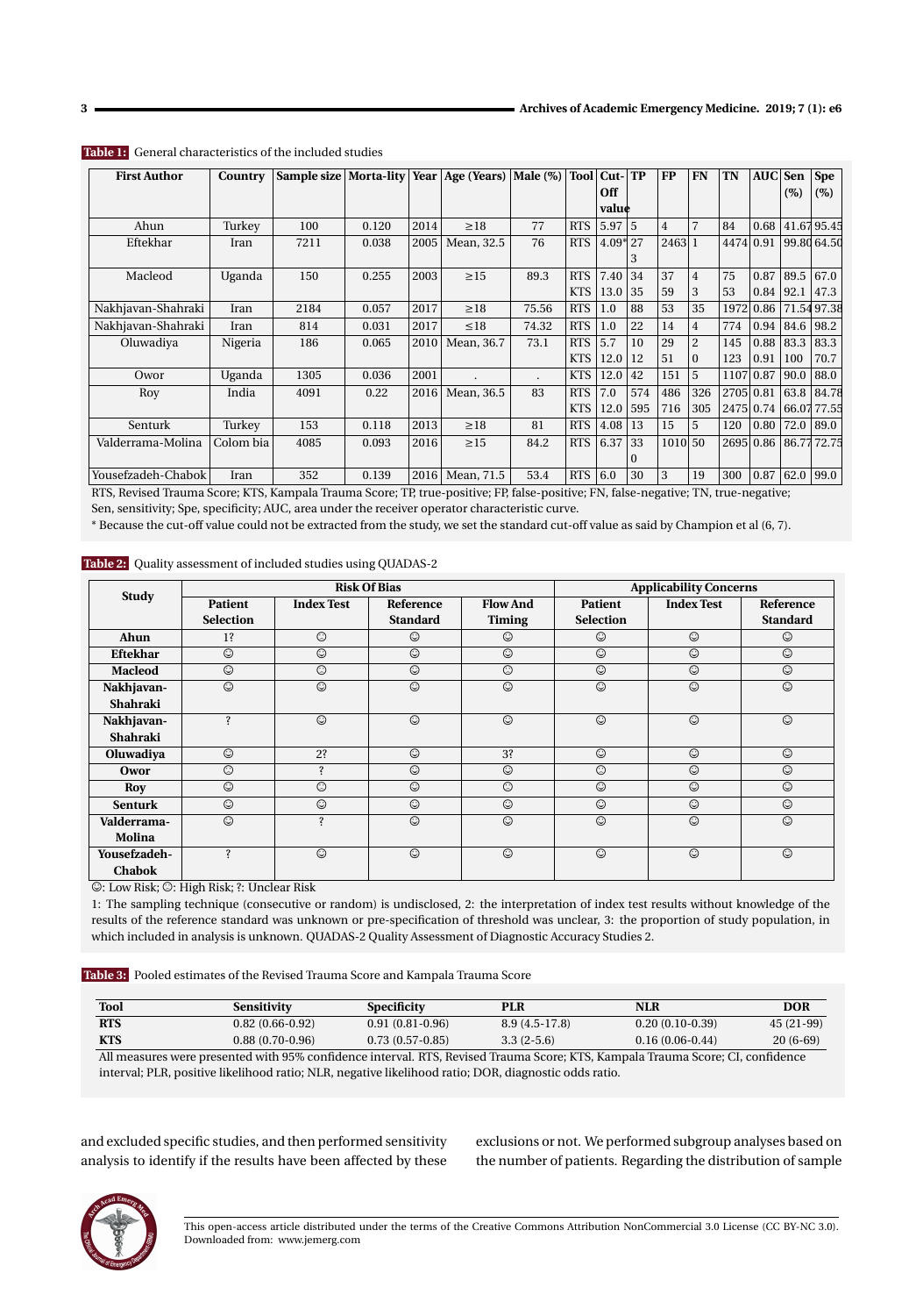**Table 1:** General characteristics of the included studies

| First Author | Country | Sample size | Morta-lity | Year | Age (Years) | Male (%) | Tool | Cut-Off value | TP | FP | FN | TN | AUC | Sen (%) | Spe (%) |
|---|---|---|---|---|---|---|---|---|---|---|---|---|---|---|---|
| Ahun | Turkey | 100 | 0.120 | 2014 | ≥18 | 77 | RTS | 5.97 | 5 | 4 | 7 | 84 | 0.68 | 41.67 | 95.45 |
| Eftekhar | Iran | 7211 | 0.038 | 2005 | Mean, 32.5 | 76 | RTS | 4.09* | 273 | 2463 | 1 | 4474 | 0.91 | 99.80 | 64.50 |
| Macleod | Uganda | 150 | 0.255 | 2003 | ≥15 | 89.3 | RTS | 7.40 | 34 | 37 | 4 | 75 | 0.87 | 89.5 | 67.0 |
| | | | | | | | KTS | 13.0 | 35 | 59 | 3 | 53 | 0.84 | 92.1 | 47.3 |
| Nakhjavan-Shahraki | Iran | 2184 | 0.057 | 2017 | ≥18 | 75.56 | RTS | 1.0 | 88 | 53 | 35 | 1972 | 0.86 | 71.54 | 97.38 |
| Nakhjavan-Shahraki | Iran | 814 | 0.031 | 2017 | ≤18 | 74.32 | RTS | 1.0 | 22 | 14 | 4 | 774 | 0.94 | 84.6 | 98.2 |
| Oluwadiya | Nigeria | 186 | 0.065 | 2010 | Mean, 36.7 | 73.1 | RTS | 5.7 | 10 | 29 | 2 | 145 | 0.88 | 83.3 | 83.3 |
| | | | | | | | KTS | 12.0 | 12 | 51 | 0 | 123 | 0.91 | 100 | 70.7 |
| Owor | Uganda | 1305 | 0.036 | 2001 | . | . | KTS | 12.0 | 42 | 151 | 5 | 1107 | 0.87 | 90.0 | 88.0 |
| Roy | India | 4091 | 0.22 | 2016 | Mean, 36.5 | 83 | RTS | 7.0 | 574 | 486 | 326 | 2705 | 0.81 | 63.8 | 84.78 |
| | | | | | | | KTS | 12.0 | 595 | 716 | 305 | 2475 | 0.74 | 66.07 | 77.55 |
| Senturk | Turkey | 153 | 0.118 | 2013 | ≥18 | 81 | RTS | 4.08 | 13 | 15 | 5 | 120 | 0.80 | 72.0 | 89.0 |
| Valderrama-Molina | Colom bia | 4085 | 0.093 | 2016 | ≥15 | 84.2 | RTS | 6.37 | 330 | 1010 | 50 | 2695 | 0.86 | 86.77 | 72.75 |
| Yousefzadeh-Chabok | Iran | 352 | 0.139 | 2016 | Mean, 71.5 | 53.4 | RTS | 6.0 | 30 | 3 | 19 | 300 | 0.87 | 62.0 | 99.0 |

RTS, Revised Trauma Score; KTS, Kampala Trauma Score; TP, true-positive; FP, false-positive; FN, false-negative; TN, true-negative; Sen, sensitivity; Spe, specificity; AUC, area under the receiver operator characteristic curve.

* Because the cut-off value could not be extracted from the study, we set the standard cut-off value as said by Champion et al (6, 7).

**Table 2:** Quality assessment of included studies using QUADAS-2

| Study | Risk Of Bias | | | | Applicability Concerns | | |
|---|---|---|---|---|---|---|---|
| | Patient Selection | Index Test | Reference Standard | Flow And Timing | Patient Selection | Index Test | Reference Standard |
| **Ahun** | 1? | ☹ | ☺ | ☺ | ☺ | ☺ | ☺ |
| **Eftekhar** | ☺ | ☺ | ☺ | ☺ | ☺ | ☺ | ☺ |
| **Macleod** | ☺ | ☹ | ☺ | ☹ | ☺ | ☺ | ☺ |
| **Nakhjavan-Shahraki** | ☺ | ☺ | ☺ | ☺ | ☺ | ☺ | ☺ |
| **Nakhjavan-Shahraki** | ? | ☺ | ☺ | ☺ | ☺ | ☺ | ☺ |
| **Oluwadiya** | ☺ | 2? | ☺ | 3? | ☺ | ☺ | ☺ |
| **Owor** | ☹ | ? | ☺ | ☺ | ☹ | ☺ | ☺ |
| **Roy** | ☺ | ☹ | ☺ | ☹ | ☺ | ☺ | ☺ |
| **Senturk** | ☺ | ☺ | ☺ | ☺ | ☺ | ☺ | ☺ |
| **Valderrama-Molina** | ☺ | ? | ☺ | ☺ | ☺ | ☺ | ☺ |
| **Yousefzadeh-Chabok** | ? | ☺ | ☺ | ☺ | ☺ | ☺ | ☺ |

☺: Low Risk; ☹: High Risk; ?: Unclear Risk

1: The sampling technique (consecutive or random) is undisclosed, 2: the interpretation of index test results without knowledge of the results of the reference standard was unknown or pre-specification of threshold was unclear, 3: the proportion of study population, in which included in analysis is unknown. QUADAS-2 Quality Assessment of Diagnostic Accuracy Studies 2.

**Table 3:** Pooled estimates of the Revised Trauma Score and Kampala Trauma Score

| Tool | Sensitivity | Specificity | PLR | NLR | DOR |
|---|---|---|---|---|---|
| **RTS** | 0.82 (0.66-0.92) | 0.91 (0.81-0.96) | 8.9 (4.5-17.8) | 0.20 (0.10-0.39) | 45 (21-99) |
| **KTS** | 0.88 (0.70-0.96) | 0.73 (0.57-0.85) | 3.3 (2-5.6) | 0.16 (0.06-0.44) | 20 (6-69) |

All measures were presented with 95% confidence interval. RTS, Revised Trauma Score; KTS, Kampala Trauma Score; CI, confidence interval; PLR, positive likelihood ratio; NLR, negative likelihood ratio; DOR, diagnostic odds ratio.

and excluded specific studies, and then performed sensitivity analysis to identify if the results have been affected by these exclusions or not. We performed subgroup analyses based on the number of patients. Regarding the distribution of sample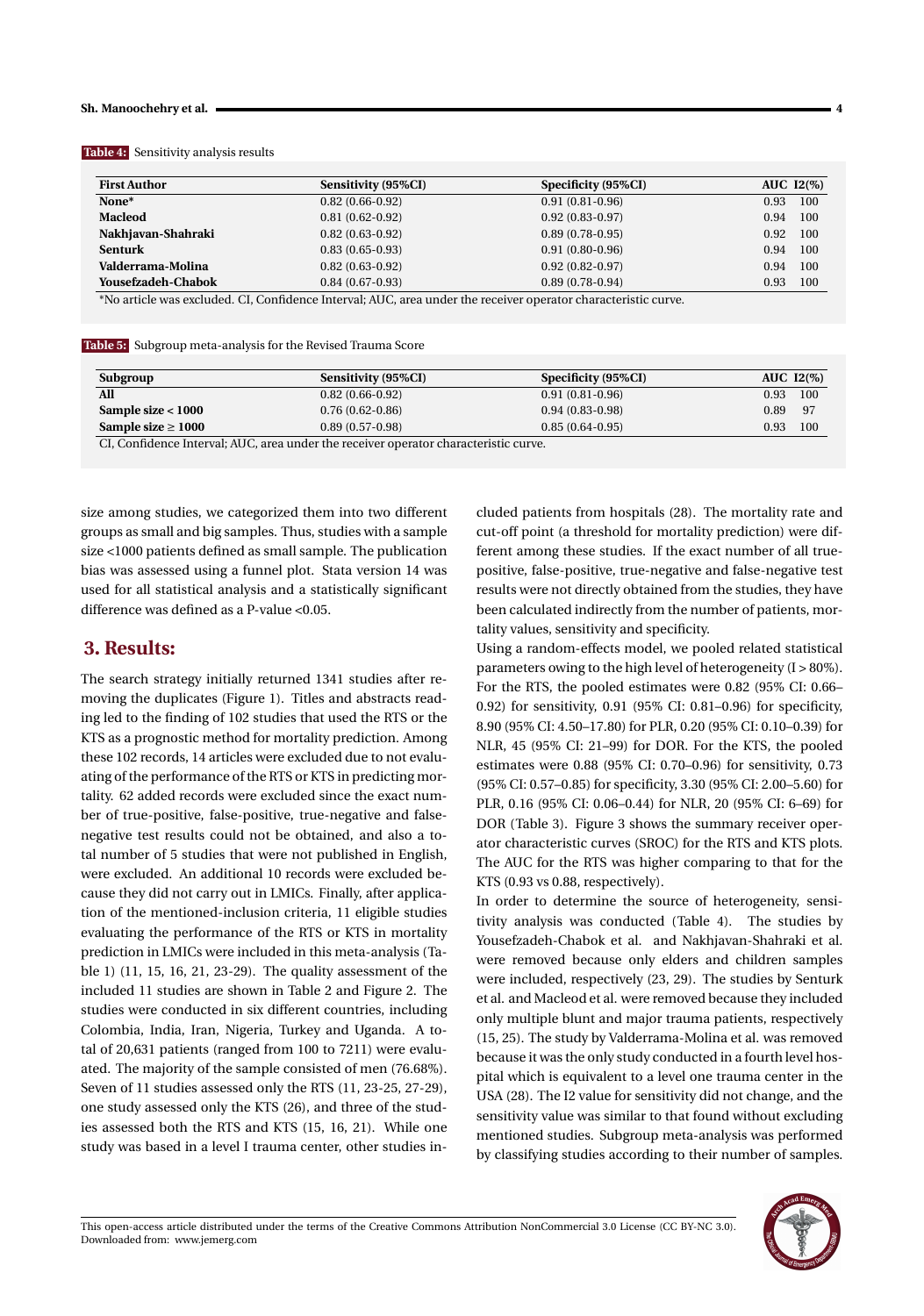**Table 4:** Sensitivity analysis results

| First Author | Sensitivity (95%CI) | Specificity (95%CI) | AUC | I2(%) |
|---|---|---|---|---|
| **None*** | 0.82 (0.66-0.92) | 0.91 (0.81-0.96) | 0.93 | 100 |
| **Macleod** | 0.81 (0.62-0.92) | 0.92 (0.83-0.97) | 0.94 | 100 |
| **Nakhjavan-Shahraki** | 0.82 (0.63-0.92) | 0.89 (0.78-0.95) | 0.92 | 100 |
| **Senturk** | 0.83 (0.65-0.93) | 0.91 (0.80-0.96) | 0.94 | 100 |
| **Valderrama-Molina** | 0.82 (0.63-0.92) | 0.92 (0.82-0.97) | 0.94 | 100 |
| **Yousefzadeh-Chabok** | 0.84 (0.67-0.93) | 0.89 (0.78-0.94) | 0.93 | 100 |

*No article was excluded. CI, Confidence Interval; AUC, area under the receiver operator characteristic curve.

**Table 5:** Subgroup meta-analysis for the Revised Trauma Score

| Subgroup | Sensitivity (95%CI) | Specificity (95%CI) | AUC | I2(%) |
|---|---|---|---|---|
| **All** | 0.82 (0.66-0.92) | 0.91 (0.81-0.96) | 0.93 | 100 |
| **Sample size < 1000** | 0.76 (0.62-0.86) | 0.94 (0.83-0.98) | 0.89 | 97 |
| **Sample size ≥ 1000** | 0.89 (0.57-0.98) | 0.85 (0.64-0.95) | 0.93 | 100 |

CI, Confidence Interval; AUC, area under the receiver operator characteristic curve.

size among studies, we categorized them into two different groups as small and big samples. Thus, studies with a sample size <1000 patients defined as small sample. The publication bias was assessed using a funnel plot. Stata version 14 was used for all statistical analysis and a statistically significant difference was defined as a P-value <0.05.

## 3. Results:

The search strategy initially returned 1341 studies after removing the duplicates (Figure 1). Titles and abstracts reading led to the finding of 102 studies that used the RTS or the KTS as a prognostic method for mortality prediction. Among these 102 records, 14 articles were excluded due to not evaluating of the performance of the RTS or KTS in predicting mortality. 62 added records were excluded since the exact number of true-positive, false-positive, true-negative and false-negative test results could not be obtained, and also a total number of 5 studies that were not published in English, were excluded. An additional 10 records were excluded because they did not carry out in LMICs. Finally, after application of the mentioned-inclusion criteria, 11 eligible studies evaluating the performance of the RTS or KTS in mortality prediction in LMICs were included in this meta-analysis (Table 1) (11, 15, 16, 21, 23-29). The quality assessment of the included 11 studies are shown in Table 2 and Figure 2. The studies were conducted in six different countries, including Colombia, India, Iran, Nigeria, Turkey and Uganda. A total of 20,631 patients (ranged from 100 to 7211) were evaluated. The majority of the sample consisted of men (76.68%). Seven of 11 studies assessed only the RTS (11, 23-25, 27-29), one study assessed only the KTS (26), and three of the studies assessed both the RTS and KTS (15, 16, 21). While one study was based in a level I trauma center, other studies included patients from hospitals (28). The mortality rate and cut-off point (a threshold for mortality prediction) were different among these studies. If the exact number of all true-positive, false-positive, true-negative and false-negative test results were not directly obtained from the studies, they have been calculated indirectly from the number of patients, mortality values, sensitivity and specificity.

Using a random-effects model, we pooled related statistical parameters owing to the high level of heterogeneity (I > 80%). For the RTS, the pooled estimates were 0.82 (95% CI: 0.66–0.92) for sensitivity, 0.91 (95% CI: 0.81–0.96) for specificity, 8.90 (95% CI: 4.50–17.80) for PLR, 0.20 (95% CI: 0.10–0.39) for NLR, 45 (95% CI: 21–99) for DOR. For the KTS, the pooled estimates were 0.88 (95% CI: 0.70–0.96) for sensitivity, 0.73 (95% CI: 0.57–0.85) for specificity, 3.30 (95% CI: 2.00–5.60) for PLR, 0.16 (95% CI: 0.06–0.44) for NLR, 20 (95% CI: 6–69) for DOR (Table 3). Figure 3 shows the summary receiver operator characteristic curves (SROC) for the RTS and KTS plots. The AUC for the RTS was higher comparing to that for the KTS (0.93 vs 0.88, respectively).

In order to determine the source of heterogeneity, sensitivity analysis was conducted (Table 4). The studies by Yousefzadeh-Chabok et al. and Nakhjavan-Shahraki et al. were removed because only elders and children samples were included, respectively (23, 29). The studies by Senturk et al. and Macleod et al. were removed because they included only multiple blunt and major trauma patients, respectively (15, 25). The study by Valderrama-Molina et al. was removed because it was the only study conducted in a fourth level hospital which is equivalent to a level one trauma center in the USA (28). The I2 value for sensitivity did not change, and the sensitivity value was similar to that found without excluding mentioned studies. Subgroup meta-analysis was performed by classifying studies according to their number of samples.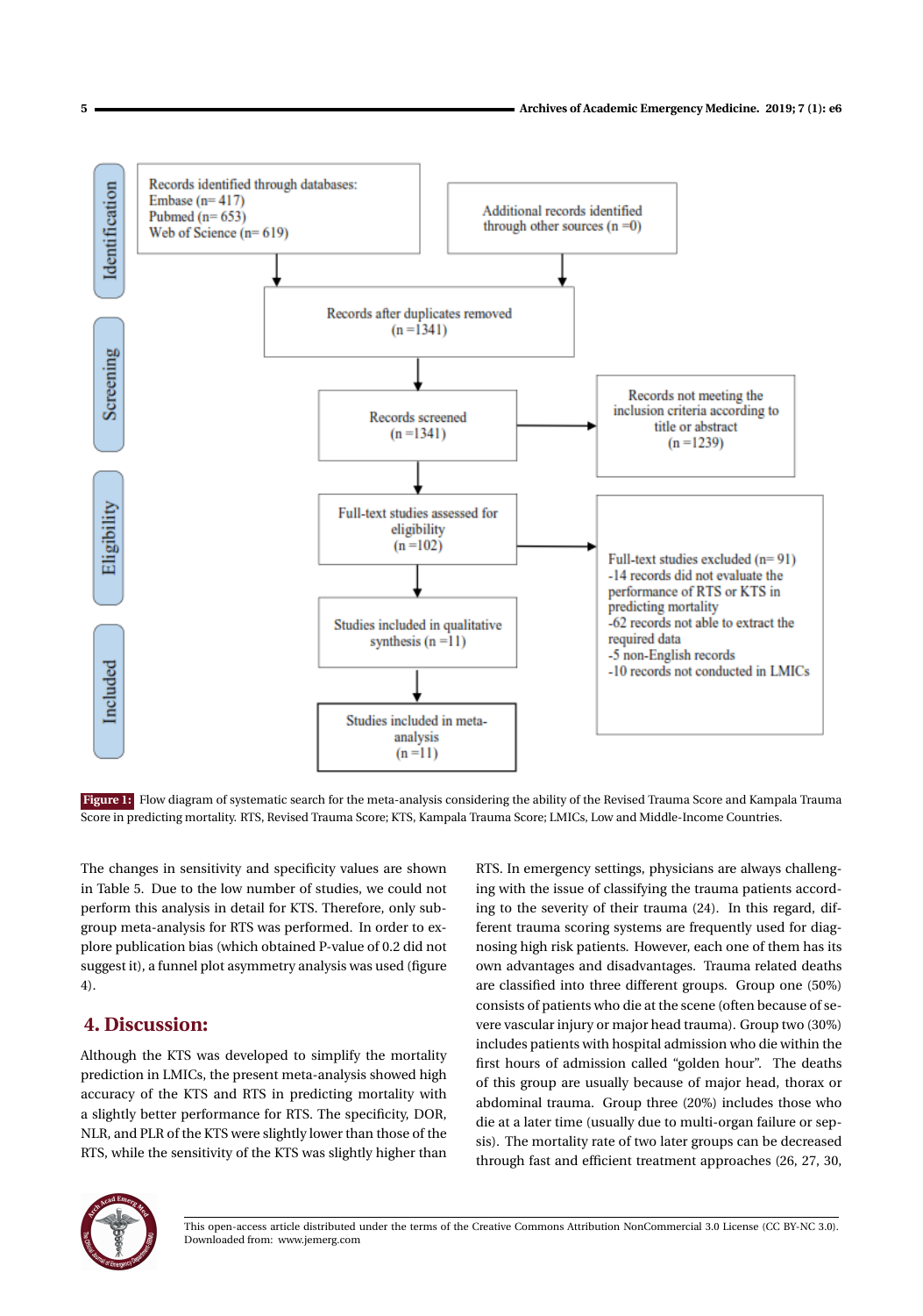Records identified through databases:
Embase (n= 417)
Pubmed (n= 653)
Web of Science (n= 619)

Additional records identified through other sources (n =0)

Records after duplicates removed (n =1341)

Records screened (n =1341)

Records not meeting the inclusion criteria according to title or abstract (n =1239)

Full-text studies assessed for eligibility (n =102)

Full-text studies excluded (n= 91)
-14 records did not evaluate the performance of RTS or KTS in predicting mortality
-62 records not able to extract the required data
-5 non-English records
-10 records not conducted in LMICs

Studies included in qualitative synthesis (n =11)

Studies included in meta-analysis (n =11)

**Figure 1:** Flow diagram of systematic search for the meta-analysis considering the ability of the Revised Trauma Score and Kampala Trauma Score in predicting mortality. RTS, Revised Trauma Score; KTS, Kampala Trauma Score; LMICs, Low and Middle-Income Countries.

The changes in sensitivity and specificity values are shown in Table 5. Due to the low number of studies, we could not perform this analysis in detail for KTS. Therefore, only subgroup meta-analysis for RTS was performed. In order to explore publication bias (which obtained P-value of 0.2 did not suggest it), a funnel plot asymmetry analysis was used (figure 4).

## 4. Discussion:

Although the KTS was developed to simplify the mortality prediction in LMICs, the present meta-analysis showed high accuracy of the KTS and RTS in predicting mortality with a slightly better performance for RTS. The specificity, DOR, NLR, and PLR of the KTS were slightly lower than those of the RTS, while the sensitivity of the KTS was slightly higher than RTS. In emergency settings, physicians are always challenging with the issue of classifying the trauma patients according to the severity of their trauma (24). In this regard, different trauma scoring systems are frequently used for diagnosing high risk patients. However, each one of them has its own advantages and disadvantages. Trauma related deaths are classified into three different groups. Group one (50%) consists of patients who die at the scene (often because of severe vascular injury or major head trauma). Group two (30%) includes patients with hospital admission who die within the first hours of admission called "golden hour". The deaths of this group are usually because of major head, thorax or abdominal trauma. Group three (20%) includes those who die at a later time (usually due to multi-organ failure or sepsis). The mortality rate of two later groups can be decreased through fast and efficient treatment approaches (26, 27, 30,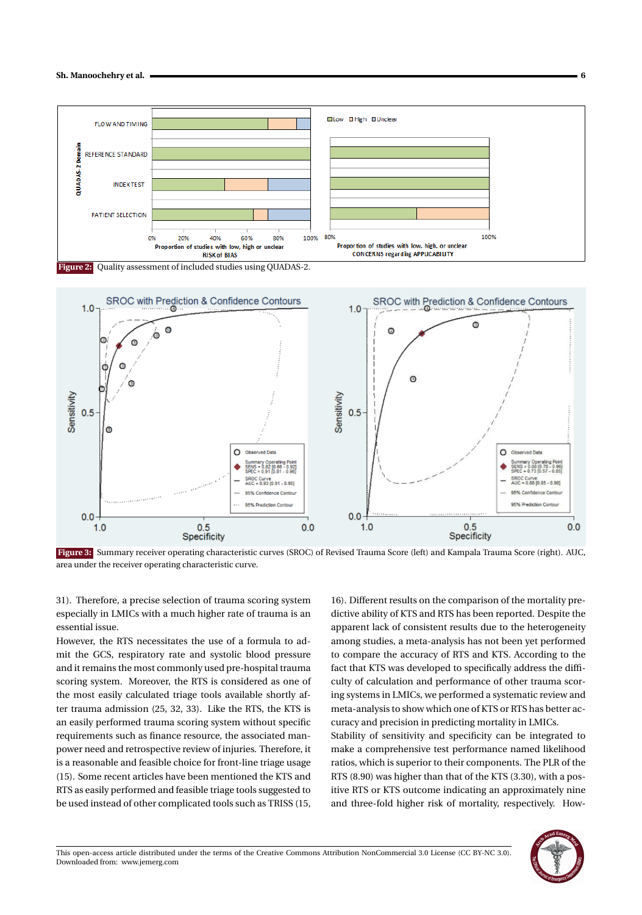**Figure 2:** Quality assessment of included studies using QUADAS-2.

**Figure 3:** Summary receiver operating characteristic curves (SROC) of Revised Trauma Score (left) and Kampala Trauma Score (right). AUC, area under the receiver operating characteristic curve.

31). Therefore, a precise selection of trauma scoring system especially in LMICs with a much higher rate of trauma is an essential issue.

However, the RTS necessitates the use of a formula to admit the GCS, respiratory rate and systolic blood pressure and it remains the most commonly used pre-hospital trauma scoring system. Moreover, the RTS is considered as one of the most easily calculated triage tools available shortly after trauma admission (25, 32, 33). Like the RTS, the KTS is an easily performed trauma scoring system without specific requirements such as finance resource, the associated manpower need and retrospective review of injuries. Therefore, it is a reasonable and feasible choice for front-line triage usage (15). Some recent articles have been mentioned the KTS and RTS as easily performed and feasible triage tools suggested to be used instead of other complicated tools such as TRISS (15, 16). Different results on the comparison of the mortality predictive ability of KTS and RTS has been reported. Despite the apparent lack of consistent results due to the heterogeneity among studies, a meta-analysis has not been yet performed to compare the accuracy of RTS and KTS. According to the fact that KTS was developed to specifically address the difficulty of calculation and performance of other trauma scoring systems in LMICs, we performed a systematic review and meta-analysis to show which one of KTS or RTS has better accuracy and precision in predicting mortality in LMICs.

Stability of sensitivity and specificity can be integrated to make a comprehensive test performance named likelihood ratios, which is superior to their components. The PLR of the RTS (8.90) was higher than that of the KTS (3.30), with a positive RTS or KTS outcome indicating an approximately nine and three-fold higher risk of mortality, respectively. How-

This open-access article distributed under the terms of the Creative Commons Attribution NonCommercial 3.0 License (CC BY-NC 3.0). Downloaded from: www.jemerg.com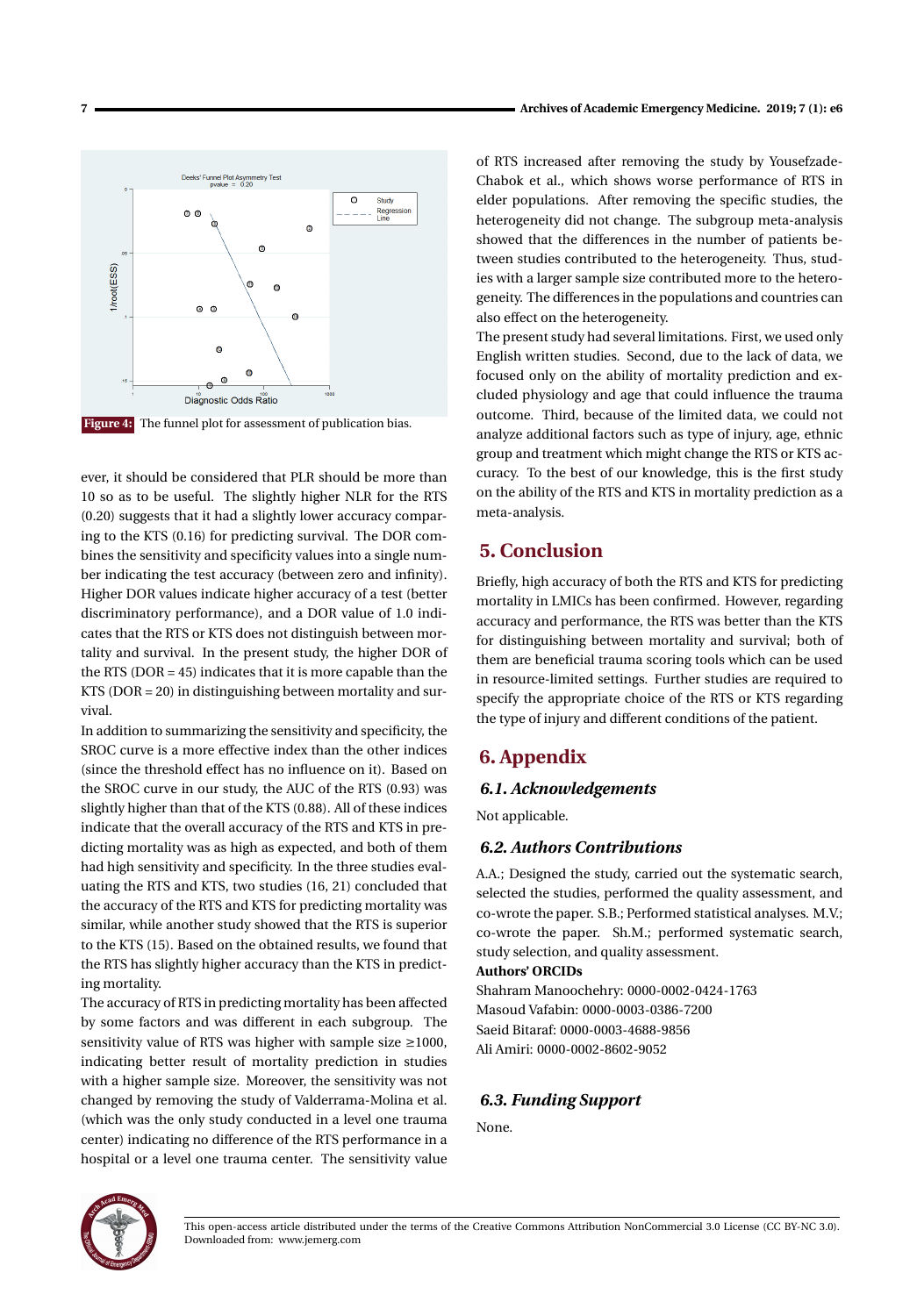Figure 4: The funnel plot for assessment of publication bias.

ever, it should be considered that PLR should be more than 10 so as to be useful. The slightly higher NLR for the RTS (0.20) suggests that it had a slightly lower accuracy comparing to the KTS (0.16) for predicting survival. The DOR combines the sensitivity and specificity values into a single number indicating the test accuracy (between zero and infinity). Higher DOR values indicate higher accuracy of a test (better discriminatory performance), and a DOR value of 1.0 indicates that the RTS or KTS does not distinguish between mortality and survival. In the present study, the higher DOR of the RTS (DOR = 45) indicates that it is more capable than the KTS (DOR = 20) in distinguishing between mortality and survival.

In addition to summarizing the sensitivity and specificity, the SROC curve is a more effective index than the other indices (since the threshold effect has no influence on it). Based on the SROC curve in our study, the AUC of the RTS (0.93) was slightly higher than that of the KTS (0.88). All of these indices indicate that the overall accuracy of the RTS and KTS in predicting mortality was as high as expected, and both of them had high sensitivity and specificity. In the three studies evaluating the RTS and KTS, two studies (16, 21) concluded that the accuracy of the RTS and KTS for predicting mortality was similar, while another study showed that the RTS is superior to the KTS (15). Based on the obtained results, we found that the RTS has slightly higher accuracy than the KTS in predicting mortality.

The accuracy of RTS in predicting mortality has been affected by some factors and was different in each subgroup. The sensitivity value of RTS was higher with sample size ≥1000, indicating better result of mortality prediction in studies with a higher sample size. Moreover, the sensitivity was not changed by removing the study of Valderrama-Molina et al. (which was the only study conducted in a level one trauma center) indicating no difference of the RTS performance in a hospital or a level one trauma center. The sensitivity value of RTS increased after removing the study by Yousefzade-Chabok et al., which shows worse performance of RTS in elder populations. After removing the specific studies, the heterogeneity did not change. The subgroup meta-analysis showed that the differences in the number of patients between studies contributed to the heterogeneity. Thus, studies with a larger sample size contributed more to the heterogeneity. The differences in the populations and countries can also effect on the heterogeneity.

The present study had several limitations. First, we used only English written studies. Second, due to the lack of data, we focused only on the ability of mortality prediction and excluded physiology and age that could influence the trauma outcome. Third, because of the limited data, we could not analyze additional factors such as type of injury, age, ethnic group and treatment which might change the RTS or KTS accuracy. To the best of our knowledge, this is the first study on the ability of the RTS and KTS in mortality prediction as a meta-analysis.

## 5. Conclusion

Briefly, high accuracy of both the RTS and KTS for predicting mortality in LMICs has been confirmed. However, regarding accuracy and performance, the RTS was better than the KTS for distinguishing between mortality and survival; both of them are beneficial trauma scoring tools which can be used in resource-limited settings. Further studies are required to specify the appropriate choice of the RTS or KTS regarding the type of injury and different conditions of the patient.

## 6. Appendix

### 6.1. Acknowledgements

Not applicable.

### 6.2. Authors Contributions

A.A.; Designed the study, carried out the systematic search, selected the studies, performed the quality assessment, and co-wrote the paper. S.B.; Performed statistical analyses. M.V.; co-wrote the paper. Sh.M.; performed systematic search, study selection, and quality assessment.

**Authors' ORCIDs**

Shahram Manoochehry: 0000-0002-0424-1763
Masoud Vafabin: 0000-0003-0386-7200
Saeid Bitaraf: 0000-0003-4688-9856
Ali Amiri: 0000-0002-8602-9052

### 6.3. Funding Support

None.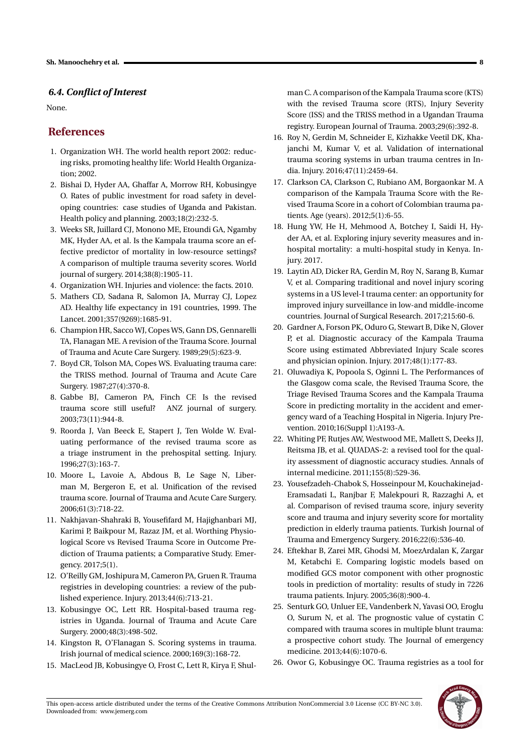### 6.4. Conflict of Interest

None.

## References

1. Organization WH. The world health report 2002: reducing risks, promoting healthy life: World Health Organization; 2002.
2. Bishai D, Hyder AA, Ghaffar A, Morrow RH, Kobusingye O. Rates of public investment for road safety in developing countries: case studies of Uganda and Pakistan. Health policy and planning. 2003;18(2):232-5.
3. Weeks SR, Juillard CJ, Monono ME, Etoundi GA, Ngamby MK, Hyder AA, et al. Is the Kampala trauma score an effective predictor of mortality in low-resource settings? A comparison of multiple trauma severity scores. World journal of surgery. 2014;38(8):1905-11.
4. Organization WH. Injuries and violence: the facts. 2010.
5. Mathers CD, Sadana R, Salomon JA, Murray CJ, Lopez AD. Healthy life expectancy in 191 countries, 1999. The Lancet. 2001;357(9269):1685-91.
6. Champion HR, Sacco WJ, Copes WS, Gann DS, Gennarelli TA, Flanagan ME. A revision of the Trauma Score. Journal of Trauma and Acute Care Surgery. 1989;29(5):623-9.
7. Boyd CR, Tolson MA, Copes WS. Evaluating trauma care: the TRISS method. Journal of Trauma and Acute Care Surgery. 1987;27(4):370-8.
8. Gabbe BJ, Cameron PA, Finch CF. Is the revised trauma score still useful? ANZ journal of surgery. 2003;73(11):944-8.
9. Roorda J, Van Beeck E, Stapert J, Ten Wolde W. Evaluating performance of the revised trauma score as a triage instrument in the prehospital setting. Injury. 1996;27(3):163-7.
10. Moore L, Lavoie A, Abdous B, Le Sage N, Liberman M, Bergeron E, et al. Unification of the revised trauma score. Journal of Trauma and Acute Care Surgery. 2006;61(3):718-22.
11. Nakhjavan-Shahraki B, Yousefifard M, Hajighanbari MJ, Karimi P, Baikpour M, Razaz JM, et al. Worthing Physiological Score vs Revised Trauma Score in Outcome Prediction of Trauma patients; a Comparative Study. Emergency. 2017;5(1).
12. O'Reilly GM, Joshipura M, Cameron PA, Gruen R. Trauma registries in developing countries: a review of the published experience. Injury. 2013;44(6):713-21.
13. Kobusingye OC, Lett RR. Hospital-based trauma registries in Uganda. Journal of Trauma and Acute Care Surgery. 2000;48(3):498-502.
14. Kingston R, O'Flanagan S. Scoring systems in trauma. Irish journal of medical science. 2000;169(3):168-72.
15. MacLeod JB, Kobusingye O, Frost C, Lett R, Kirya F, Shulman C. A comparison of the Kampala Trauma score (KTS) with the revised Trauma score (RTS), Injury Severity Score (ISS) and the TRISS method in a Ugandan Trauma registry. European Journal of Trauma. 2003;29(6):392-8.
16. Roy N, Gerdin M, Schneider E, Kizhakke Veetil DK, Khajanchi M, Kumar V, et al. Validation of international trauma scoring systems in urban trauma centres in India. Injury. 2016;47(11):2459-64.
17. Clarkson CA, Clarkson C, Rubiano AM, Borgaonkar M. A comparison of the Kampala Trauma Score with the Revised Trauma Score in a cohort of Colombian trauma patients. Age (years). 2012;5(1):6-55.
18. Hung YW, He H, Mehmood A, Botchey I, Saidi H, Hyder AA, et al. Exploring injury severity measures and in-hospital mortality: a multi-hospital study in Kenya. Injury. 2017.
19. Laytin AD, Dicker RA, Gerdin M, Roy N, Sarang B, Kumar V, et al. Comparing traditional and novel injury scoring systems in a US level-I trauma center: an opportunity for improved injury surveillance in low-and middle-income countries. Journal of Surgical Research. 2017;215:60-6.
20. Gardner A, Forson PK, Oduro G, Stewart B, Dike N, Glover P, et al. Diagnostic accuracy of the Kampala Trauma Score using estimated Abbreviated Injury Scale scores and physician opinion. Injury. 2017;48(1):177-83.
21. Oluwadiya K, Popoola S, Oginni L. The Performances of the Glasgow coma scale, the Revised Trauma Score, the Triage Revised Trauma Scores and the Kampala Trauma Score in predicting mortality in the accident and emergency ward of a Teaching Hospital in Nigeria. Injury Prevention. 2010;16(Suppl 1):A193-A.
22. Whiting PF, Rutjes AW, Westwood ME, Mallett S, Deeks JJ, Reitsma JB, et al. QUADAS-2: a revised tool for the quality assessment of diagnostic accuracy studies. Annals of internal medicine. 2011;155(8):529-36.
23. Yousefzadeh-Chabok S, Hosseinpour M, Kouchakinejad-Eramsadati L, Ranjbar F, Malekpouri R, Razzaghi A, et al. Comparison of revised trauma score, injury severity score and trauma and injury severity score for mortality prediction in elderly trauma patients. Turkish Journal of Trauma and Emergency Surgery. 2016;22(6):536-40.
24. Eftekhar B, Zarei MR, Ghodsi M, MoezArdalan K, Zargar M, Ketabchi E. Comparing logistic models based on modified GCS motor component with other prognostic tools in prediction of mortality: results of study in 7226 trauma patients. Injury. 2005;36(8):900-4.
25. Senturk GO, Unluer EE, Vandenberk N, Yavasi OO, Eroglu O, Surum N, et al. The prognostic value of cystatin C compared with trauma scores in multiple blunt trauma: a prospective cohort study. The Journal of emergency medicine. 2013;44(6):1070-6.
26. Owor G, Kobusingye OC. Trauma registries as a tool for

This open-access article distributed under the terms of the Creative Commons Attribution NonCommercial 3.0 License (CC BY-NC 3.0). Downloaded from: www.jemerg.com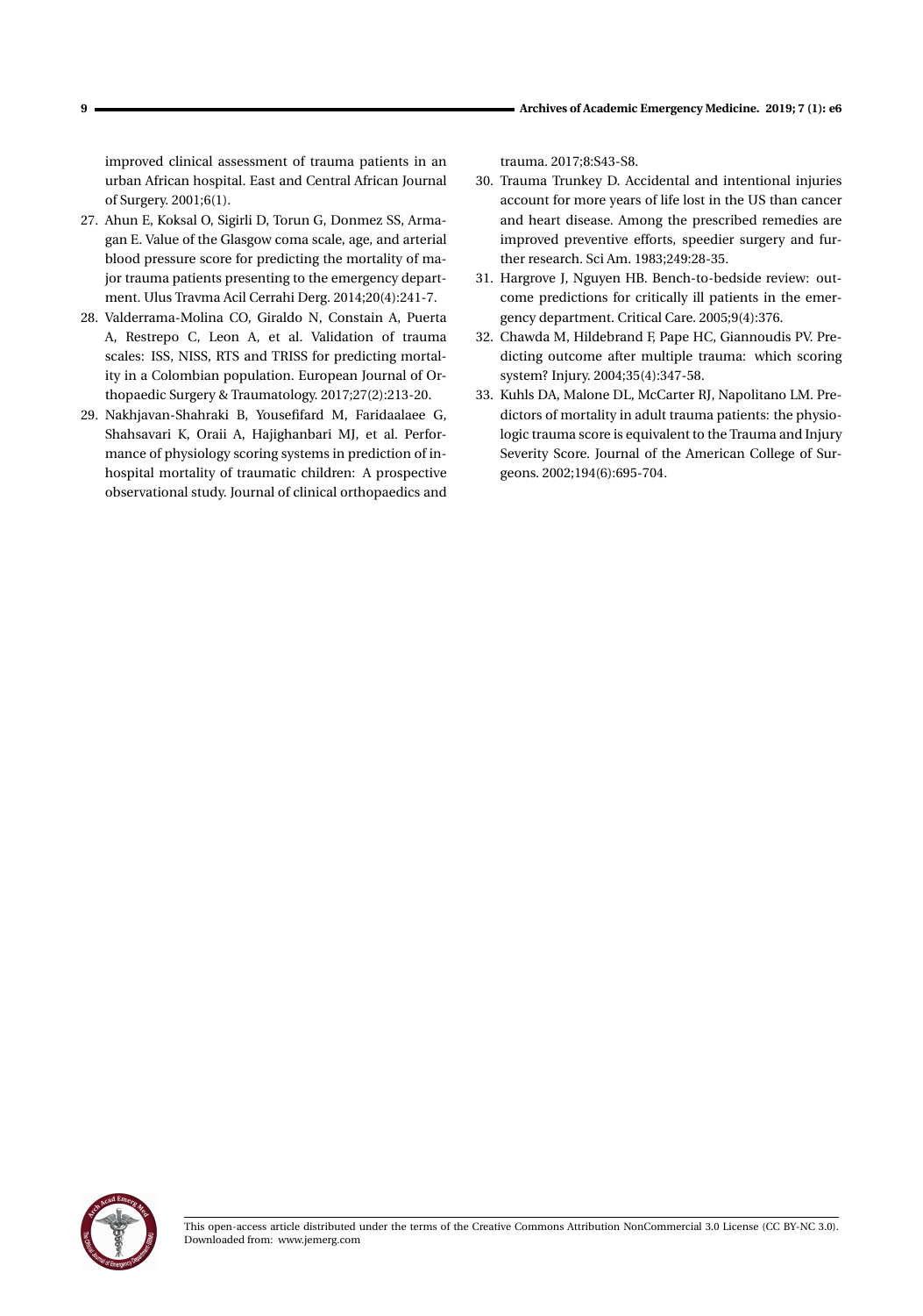improved clinical assessment of trauma patients in an urban African hospital. East and Central African Journal of Surgery. 2001;6(1).

27. Ahun E, Koksal O, Sigirli D, Torun G, Donmez SS, Armagan E. Value of the Glasgow coma scale, age, and arterial blood pressure score for predicting the mortality of major trauma patients presenting to the emergency department. Ulus Travma Acil Cerrahi Derg. 2014;20(4):241-7.
28. Valderrama-Molina CO, Giraldo N, Constain A, Puerta A, Restrepo C, Leon A, et al. Validation of trauma scales: ISS, NISS, RTS and TRISS for predicting mortality in a Colombian population. European Journal of Orthopaedic Surgery & Traumatology. 2017;27(2):213-20.
29. Nakhjavan-Shahraki B, Yousefifard M, Faridaalaee G, Shahsavari K, Oraii A, Hajighanbari MJ, et al. Performance of physiology scoring systems in prediction of in-hospital mortality of traumatic children: A prospective observational study. Journal of clinical orthopaedics and trauma. 2017;8:S43-S8.
30. Trauma Trunkey D. Accidental and intentional injuries account for more years of life lost in the US than cancer and heart disease. Among the prescribed remedies are improved preventive efforts, speedier surgery and further research. Sci Am. 1983;249:28-35.
31. Hargrove J, Nguyen HB. Bench-to-bedside review: outcome predictions for critically ill patients in the emergency department. Critical Care. 2005;9(4):376.
32. Chawda M, Hildebrand F, Pape HC, Giannoudis PV. Predicting outcome after multiple trauma: which scoring system? Injury. 2004;35(4):347-58.
33. Kuhls DA, Malone DL, McCarter RJ, Napolitano LM. Predictors of mortality in adult trauma patients: the physiologic trauma score is equivalent to the Trauma and Injury Severity Score. Journal of the American College of Surgeons. 2002;194(6):695-704.